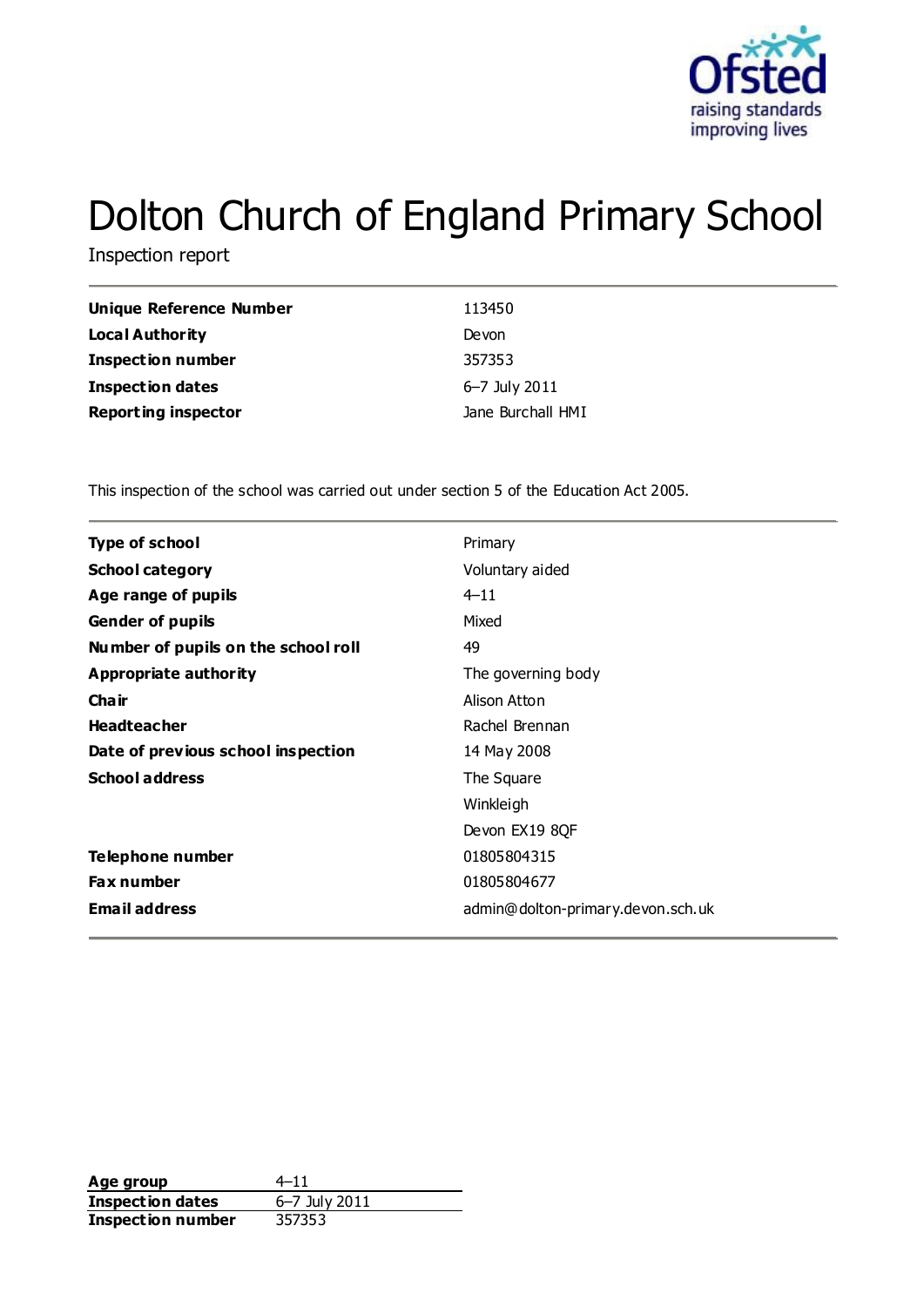# Dolton Church of England Primary School

Inspection report

| | |
|---|---|
| **Unique Reference Number** | 113450 |
| **Local Authority** | Devon |
| **Inspection number** | 357353 |
| **Inspection dates** | 6–7 July 2011 |
| **Reporting inspector** | Jane Burchall HMI |

This inspection of the school was carried out under section 5 of the Education Act 2005.

| | |
|---|---|
| **Type of school** | Primary |
| **School category** | Voluntary aided |
| **Age range of pupils** | 4–11 |
| **Gender of pupils** | Mixed |
| **Number of pupils on the school roll** | 49 |
| **Appropriate authority** | The governing body |
| **Chair** | Alison Atton |
| **Headteacher** | Rachel Brennan |
| **Date of previous school inspection** | 14 May 2008 |
| **School address** | The Square<br>Winkleigh<br>Devon EX19 8QF |
| **Telephone number** | 01805804315 |
| **Fax number** | 01805804677 |
| **Email address** | admin@dolton-primary.devon.sch.uk |

| | |
|---|---|
| **Age group** | 4–11 |
| **Inspection dates** | 6–7 July 2011 |
| **Inspection number** | 357353 |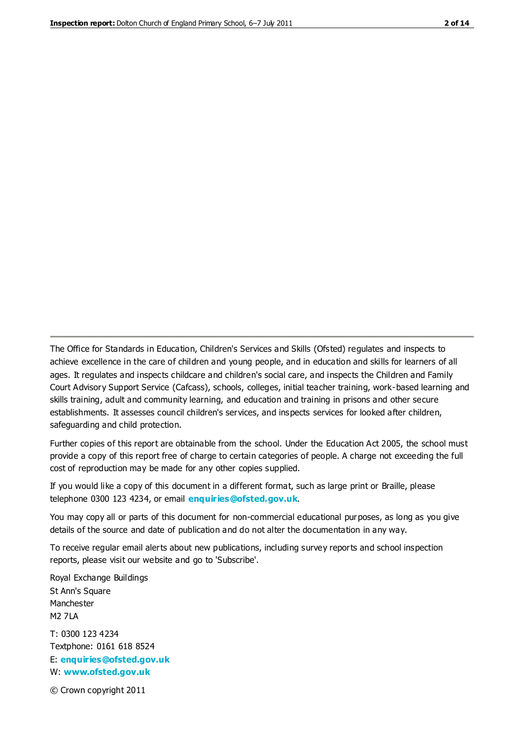The Office for Standards in Education, Children's Services and Skills (Ofsted) regulates and inspects to achieve excellence in the care of children and young people, and in education and skills for learners of all ages. It regulates and inspects childcare and children's social care, and inspects the Children and Family Court Advisory Support Service (Cafcass), schools, colleges, initial teacher training, work-based learning and skills training, adult and community learning, and education and training in prisons and other secure establishments. It assesses council children's services, and inspects services for looked after children, safeguarding and child protection.

Further copies of this report are obtainable from the school. Under the Education Act 2005, the school must provide a copy of this report free of charge to certain categories of people. A charge not exceeding the full cost of reproduction may be made for any other copies supplied.

If you would like a copy of this document in a different format, such as large print or Braille, please telephone 0300 123 4234, or email **enquiries@ofsted.gov.uk**.

You may copy all or parts of this document for non-commercial educational purposes, as long as you give details of the source and date of publication and do not alter the documentation in any way.

To receive regular email alerts about new publications, including survey reports and school inspection reports, please visit our website and go to 'Subscribe'.

Royal Exchange Buildings
St Ann's Square
Manchester
M2 7LA

T: 0300 123 4234
Textphone: 0161 618 8524
E: **enquiries@ofsted.gov.uk**
W: **www.ofsted.gov.uk**

© Crown copyright 2011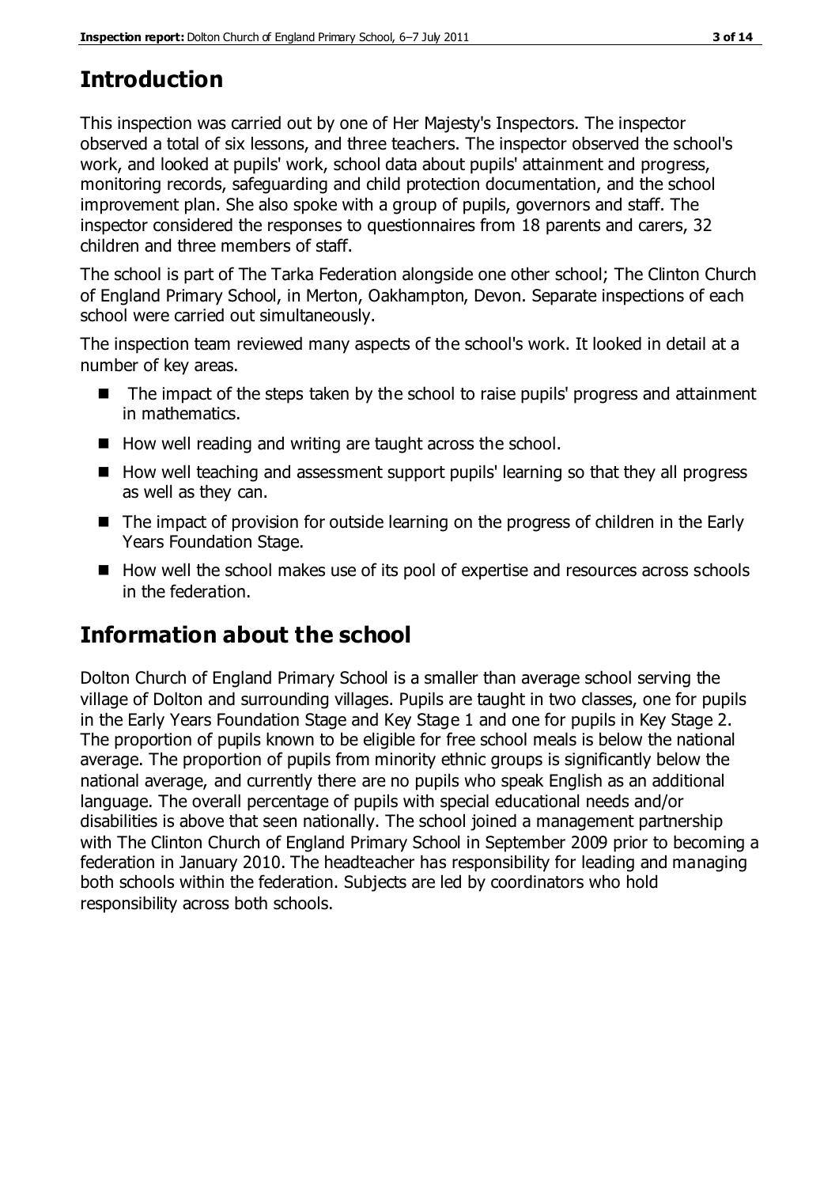# Introduction

This inspection was carried out by one of Her Majesty's Inspectors. The inspector observed a total of six lessons, and three teachers. The inspector observed the school's work, and looked at pupils' work, school data about pupils' attainment and progress, monitoring records, safeguarding and child protection documentation, and the school improvement plan. She also spoke with a group of pupils, governors and staff. The inspector considered the responses to questionnaires from 18 parents and carers, 32 children and three members of staff.

The school is part of The Tarka Federation alongside one other school; The Clinton Church of England Primary School, in Merton, Oakhampton, Devon. Separate inspections of each school were carried out simultaneously.

The inspection team reviewed many aspects of the school's work. It looked in detail at a number of key areas.

- The impact of the steps taken by the school to raise pupils' progress and attainment in mathematics.
- How well reading and writing are taught across the school.
- How well teaching and assessment support pupils' learning so that they all progress as well as they can.
- The impact of provision for outside learning on the progress of children in the Early Years Foundation Stage.
- How well the school makes use of its pool of expertise and resources across schools in the federation.

# Information about the school

Dolton Church of England Primary School is a smaller than average school serving the village of Dolton and surrounding villages. Pupils are taught in two classes, one for pupils in the Early Years Foundation Stage and Key Stage 1 and one for pupils in Key Stage 2. The proportion of pupils known to be eligible for free school meals is below the national average. The proportion of pupils from minority ethnic groups is significantly below the national average, and currently there are no pupils who speak English as an additional language. The overall percentage of pupils with special educational needs and/or disabilities is above that seen nationally. The school joined a management partnership with The Clinton Church of England Primary School in September 2009 prior to becoming a federation in January 2010. The headteacher has responsibility for leading and managing both schools within the federation. Subjects are led by coordinators who hold responsibility across both schools.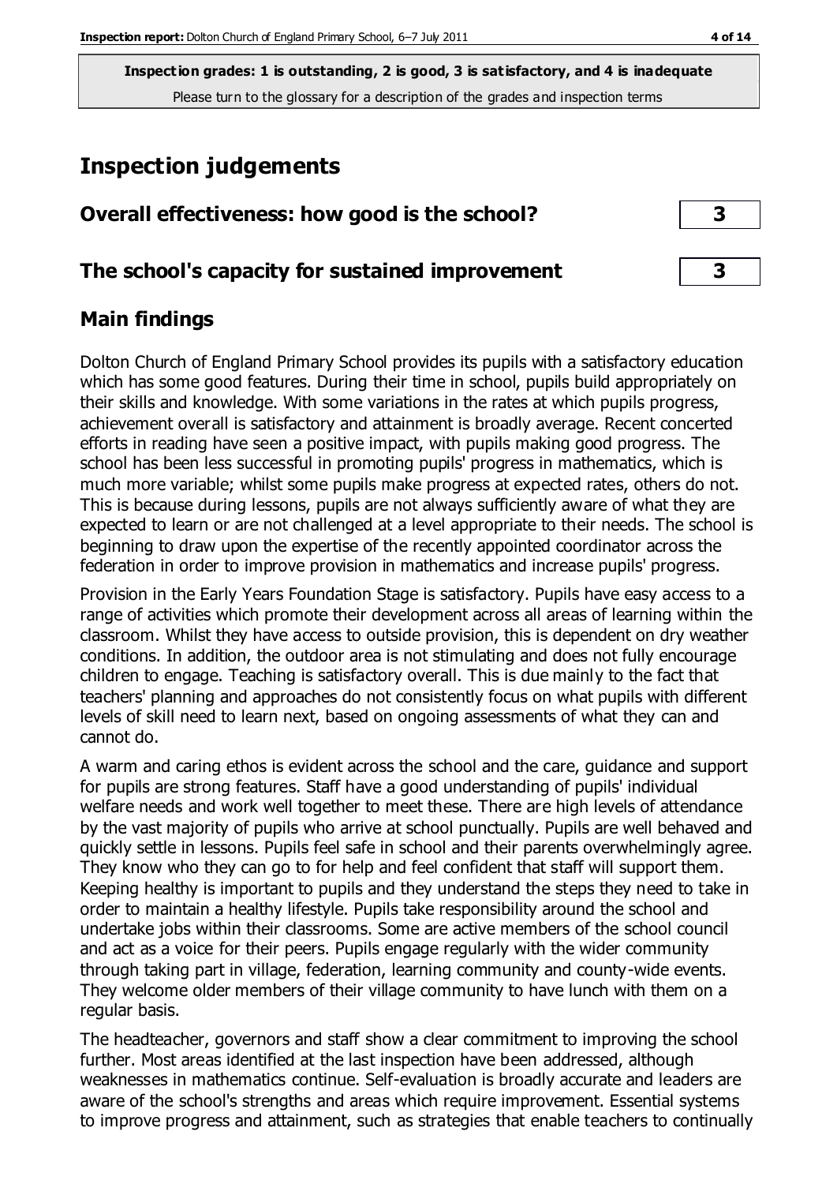**Inspection grades: 1 is outstanding, 2 is good, 3 is satisfactory, and 4 is inadequate**
Please turn to the glossary for a description of the grades and inspection terms

# Inspection judgements

| | |
|---|---|
| **Overall effectiveness: how good is the school?** | **3** |
| **The school's capacity for sustained improvement** | **3** |

## Main findings

Dolton Church of England Primary School provides its pupils with a satisfactory education which has some good features. During their time in school, pupils build appropriately on their skills and knowledge. With some variations in the rates at which pupils progress, achievement overall is satisfactory and attainment is broadly average. Recent concerted efforts in reading have seen a positive impact, with pupils making good progress. The school has been less successful in promoting pupils' progress in mathematics, which is much more variable; whilst some pupils make progress at expected rates, others do not. This is because during lessons, pupils are not always sufficiently aware of what they are expected to learn or are not challenged at a level appropriate to their needs. The school is beginning to draw upon the expertise of the recently appointed coordinator across the federation in order to improve provision in mathematics and increase pupils' progress.

Provision in the Early Years Foundation Stage is satisfactory. Pupils have easy access to a range of activities which promote their development across all areas of learning within the classroom. Whilst they have access to outside provision, this is dependent on dry weather conditions. In addition, the outdoor area is not stimulating and does not fully encourage children to engage. Teaching is satisfactory overall. This is due mainly to the fact that teachers' planning and approaches do not consistently focus on what pupils with different levels of skill need to learn next, based on ongoing assessments of what they can and cannot do.

A warm and caring ethos is evident across the school and the care, guidance and support for pupils are strong features. Staff have a good understanding of pupils' individual welfare needs and work well together to meet these. There are high levels of attendance by the vast majority of pupils who arrive at school punctually. Pupils are well behaved and quickly settle in lessons. Pupils feel safe in school and their parents overwhelmingly agree. They know who they can go to for help and feel confident that staff will support them. Keeping healthy is important to pupils and they understand the steps they need to take in order to maintain a healthy lifestyle. Pupils take responsibility around the school and undertake jobs within their classrooms. Some are active members of the school council and act as a voice for their peers. Pupils engage regularly with the wider community through taking part in village, federation, learning community and county-wide events. They welcome older members of their village community to have lunch with them on a regular basis.

The headteacher, governors and staff show a clear commitment to improving the school further. Most areas identified at the last inspection have been addressed, although weaknesses in mathematics continue. Self-evaluation is broadly accurate and leaders are aware of the school's strengths and areas which require improvement. Essential systems to improve progress and attainment, such as strategies that enable teachers to continually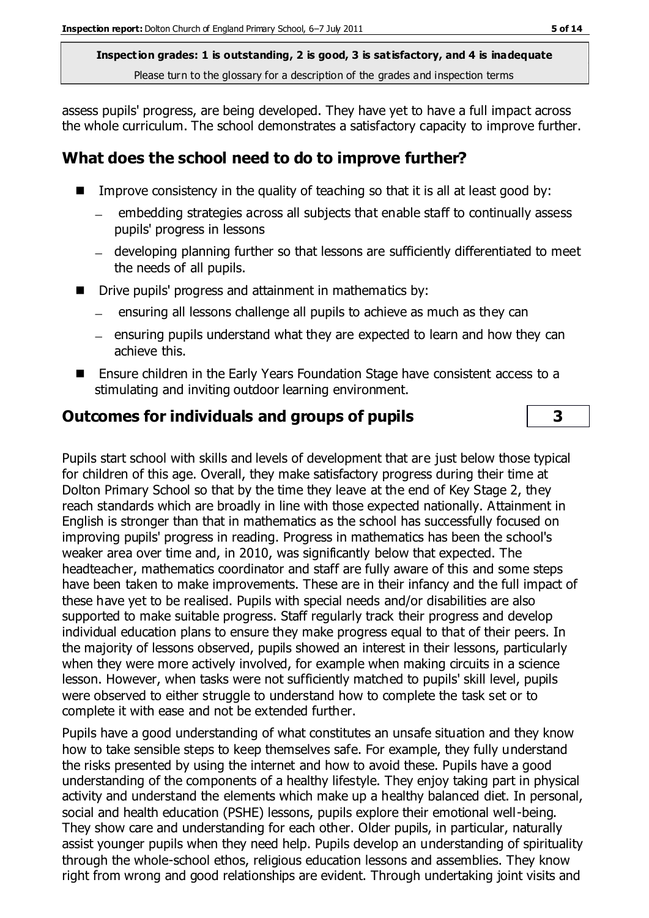assess pupils' progress, are being developed. They have yet to have a full impact across the whole curriculum. The school demonstrates a satisfactory capacity to improve further.

## What does the school need to do to improve further?

- Improve consistency in the quality of teaching so that it is all at least good by:
  - embedding strategies across all subjects that enable staff to continually assess pupils' progress in lessons
  - developing planning further so that lessons are sufficiently differentiated to meet the needs of all pupils.
- Drive pupils' progress and attainment in mathematics by:
  - ensuring all lessons challenge all pupils to achieve as much as they can
  - ensuring pupils understand what they are expected to learn and how they can achieve this.
- Ensure children in the Early Years Foundation Stage have consistent access to a stimulating and inviting outdoor learning environment.

## Outcomes for individuals and groups of pupils — 3

Pupils start school with skills and levels of development that are just below those typical for children of this age. Overall, they make satisfactory progress during their time at Dolton Primary School so that by the time they leave at the end of Key Stage 2, they reach standards which are broadly in line with those expected nationally. Attainment in English is stronger than that in mathematics as the school has successfully focused on improving pupils' progress in reading. Progress in mathematics has been the school's weaker area over time and, in 2010, was significantly below that expected. The headteacher, mathematics coordinator and staff are fully aware of this and some steps have been taken to make improvements. These are in their infancy and the full impact of these have yet to be realised. Pupils with special needs and/or disabilities are also supported to make suitable progress. Staff regularly track their progress and develop individual education plans to ensure they make progress equal to that of their peers. In the majority of lessons observed, pupils showed an interest in their lessons, particularly when they were more actively involved, for example when making circuits in a science lesson. However, when tasks were not sufficiently matched to pupils' skill level, pupils were observed to either struggle to understand how to complete the task set or to complete it with ease and not be extended further.

Pupils have a good understanding of what constitutes an unsafe situation and they know how to take sensible steps to keep themselves safe. For example, they fully understand the risks presented by using the internet and how to avoid these. Pupils have a good understanding of the components of a healthy lifestyle. They enjoy taking part in physical activity and understand the elements which make up a healthy balanced diet. In personal, social and health education (PSHE) lessons, pupils explore their emotional well-being. They show care and understanding for each other. Older pupils, in particular, naturally assist younger pupils when they need help. Pupils develop an understanding of spirituality through the whole-school ethos, religious education lessons and assemblies. They know right from wrong and good relationships are evident. Through undertaking joint visits and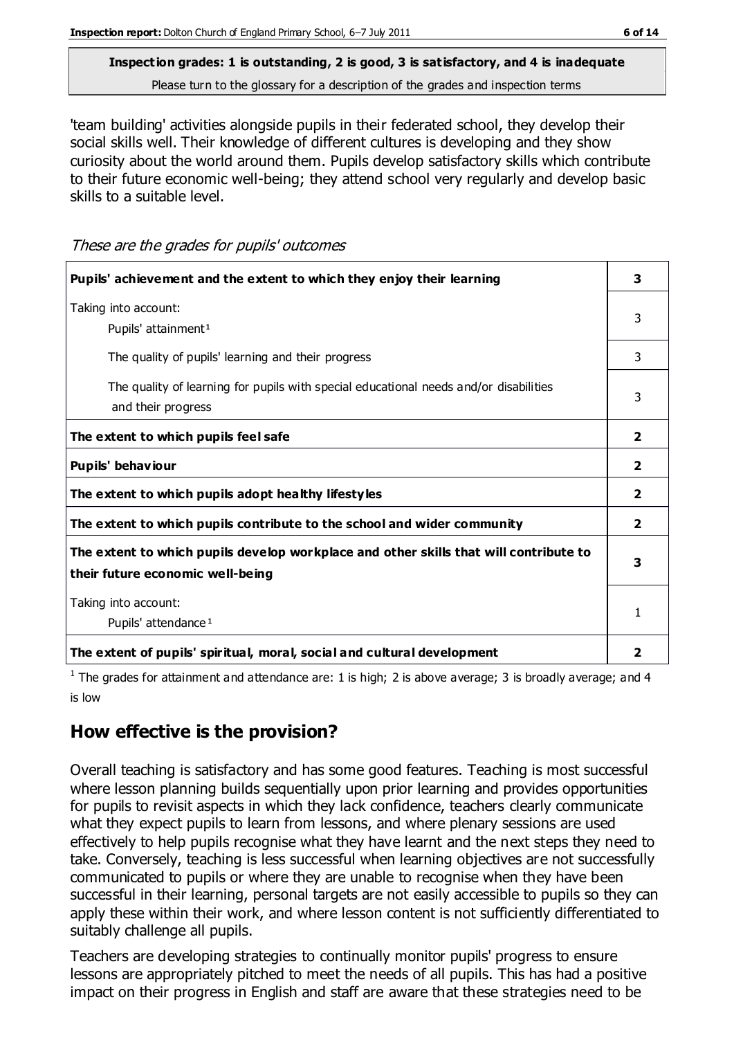**Inspection grades: 1 is outstanding, 2 is good, 3 is satisfactory, and 4 is inadequate**
Please turn to the glossary for a description of the grades and inspection terms

'team building' activities alongside pupils in their federated school, they develop their social skills well. Their knowledge of different cultures is developing and they show curiosity about the world around them. Pupils develop satisfactory skills which contribute to their future economic well-being; they attend school very regularly and develop basic skills to a suitable level.

*These are the grades for pupils' outcomes*

| | |
|---|---|
| **Pupils' achievement and the extent to which they enjoy their learning** | **3** |
| Taking into account: Pupils' attainment[1] | 3 |
| The quality of pupils' learning and their progress | 3 |
| The quality of learning for pupils with special educational needs and/or disabilities and their progress | 3 |
| **The extent to which pupils feel safe** | **2** |
| **Pupils' behaviour** | **2** |
| **The extent to which pupils adopt healthy lifestyles** | **2** |
| **The extent to which pupils contribute to the school and wider community** | **2** |
| **The extent to which pupils develop workplace and other skills that will contribute to their future economic well-being** | **3** |
| Taking into account: Pupils' attendance[1] | 1 |
| **The extent of pupils' spiritual, moral, social and cultural development** | **2** |

[1] The grades for attainment and attendance are: 1 is high; 2 is above average; 3 is broadly average; and 4 is low

## How effective is the provision?

Overall teaching is satisfactory and has some good features. Teaching is most successful where lesson planning builds sequentially upon prior learning and provides opportunities for pupils to revisit aspects in which they lack confidence, teachers clearly communicate what they expect pupils to learn from lessons, and where plenary sessions are used effectively to help pupils recognise what they have learnt and the next steps they need to take. Conversely, teaching is less successful when learning objectives are not successfully communicated to pupils or where they are unable to recognise when they have been successful in their learning, personal targets are not easily accessible to pupils so they can apply these within their work, and where lesson content is not sufficiently differentiated to suitably challenge all pupils.

Teachers are developing strategies to continually monitor pupils' progress to ensure lessons are appropriately pitched to meet the needs of all pupils. This has had a positive impact on their progress in English and staff are aware that these strategies need to be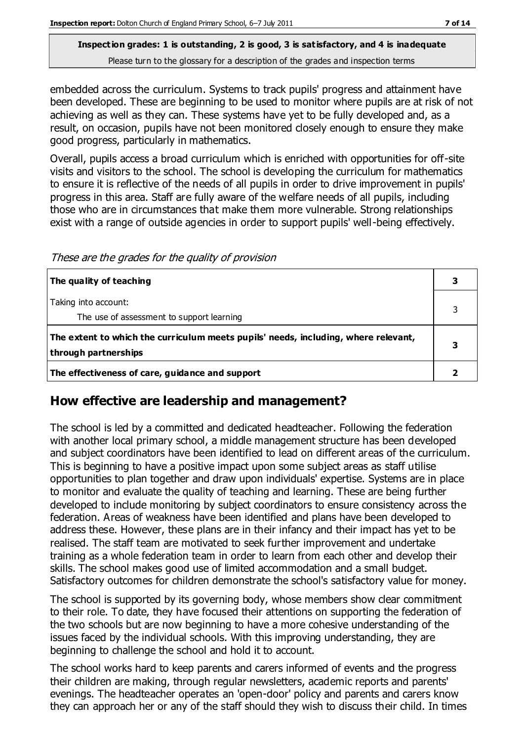embedded across the curriculum. Systems to track pupils' progress and attainment have been developed. These are beginning to be used to monitor where pupils are at risk of not achieving as well as they can. These systems have yet to be fully developed and, as a result, on occasion, pupils have not been monitored closely enough to ensure they make good progress, particularly in mathematics.

Overall, pupils access a broad curriculum which is enriched with opportunities for off-site visits and visitors to the school. The school is developing the curriculum for mathematics to ensure it is reflective of the needs of all pupils in order to drive improvement in pupils' progress in this area. Staff are fully aware of the welfare needs of all pupils, including those who are in circumstances that make them more vulnerable. Strong relationships exist with a range of outside agencies in order to support pupils' well-being effectively.

*These are the grades for the quality of provision*

| | |
|---|---|
| **The quality of teaching** | **3** |
| Taking into account:<br>The use of assessment to support learning | 3 |
| **The extent to which the curriculum meets pupils' needs, including, where relevant, through partnerships** | **3** |
| **The effectiveness of care, guidance and support** | **2** |

## How effective are leadership and management?

The school is led by a committed and dedicated headteacher. Following the federation with another local primary school, a middle management structure has been developed and subject coordinators have been identified to lead on different areas of the curriculum. This is beginning to have a positive impact upon some subject areas as staff utilise opportunities to plan together and draw upon individuals' expertise. Systems are in place to monitor and evaluate the quality of teaching and learning. These are being further developed to include monitoring by subject coordinators to ensure consistency across the federation. Areas of weakness have been identified and plans have been developed to address these. However, these plans are in their infancy and their impact has yet to be realised. The staff team are motivated to seek further improvement and undertake training as a whole federation team in order to learn from each other and develop their skills. The school makes good use of limited accommodation and a small budget. Satisfactory outcomes for children demonstrate the school's satisfactory value for money.

The school is supported by its governing body, whose members show clear commitment to their role. To date, they have focused their attentions on supporting the federation of the two schools but are now beginning to have a more cohesive understanding of the issues faced by the individual schools. With this improving understanding, they are beginning to challenge the school and hold it to account.

The school works hard to keep parents and carers informed of events and the progress their children are making, through regular newsletters, academic reports and parents' evenings. The headteacher operates an 'open-door' policy and parents and carers know they can approach her or any of the staff should they wish to discuss their child. In times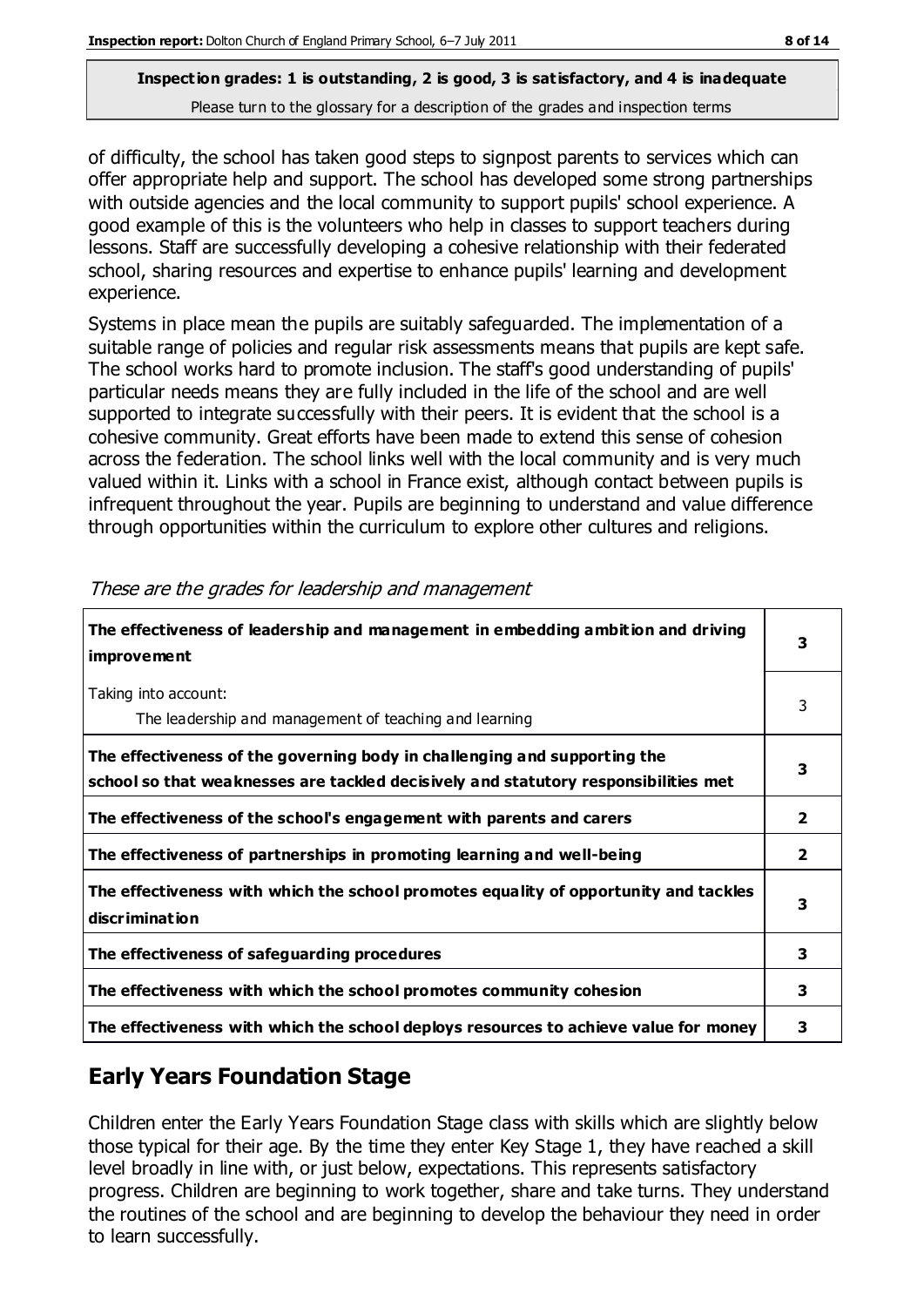of difficulty, the school has taken good steps to signpost parents to services which can offer appropriate help and support. The school has developed some strong partnerships with outside agencies and the local community to support pupils' school experience. A good example of this is the volunteers who help in classes to support teachers during lessons. Staff are successfully developing a cohesive relationship with their federated school, sharing resources and expertise to enhance pupils' learning and development experience.

Systems in place mean the pupils are suitably safeguarded. The implementation of a suitable range of policies and regular risk assessments means that pupils are kept safe. The school works hard to promote inclusion. The staff's good understanding of pupils' particular needs means they are fully included in the life of the school and are well supported to integrate successfully with their peers. It is evident that the school is a cohesive community. Great efforts have been made to extend this sense of cohesion across the federation. The school links well with the local community and is very much valued within it. Links with a school in France exist, although contact between pupils is infrequent throughout the year. Pupils are beginning to understand and value difference through opportunities within the curriculum to explore other cultures and religions.

*These are the grades for leadership and management*

| | |
|---|---|
| **The effectiveness of leadership and management in embedding ambition and driving improvement** | **3** |
| Taking into account: The leadership and management of teaching and learning | 3 |
| **The effectiveness of the governing body in challenging and supporting the school so that weaknesses are tackled decisively and statutory responsibilities met** | **3** |
| **The effectiveness of the school's engagement with parents and carers** | **2** |
| **The effectiveness of partnerships in promoting learning and well-being** | **2** |
| **The effectiveness with which the school promotes equality of opportunity and tackles discrimination** | **3** |
| **The effectiveness of safeguarding procedures** | **3** |
| **The effectiveness with which the school promotes community cohesion** | **3** |
| **The effectiveness with which the school deploys resources to achieve value for money** | **3** |

## Early Years Foundation Stage

Children enter the Early Years Foundation Stage class with skills which are slightly below those typical for their age. By the time they enter Key Stage 1, they have reached a skill level broadly in line with, or just below, expectations. This represents satisfactory progress. Children are beginning to work together, share and take turns. They understand the routines of the school and are beginning to develop the behaviour they need in order to learn successfully.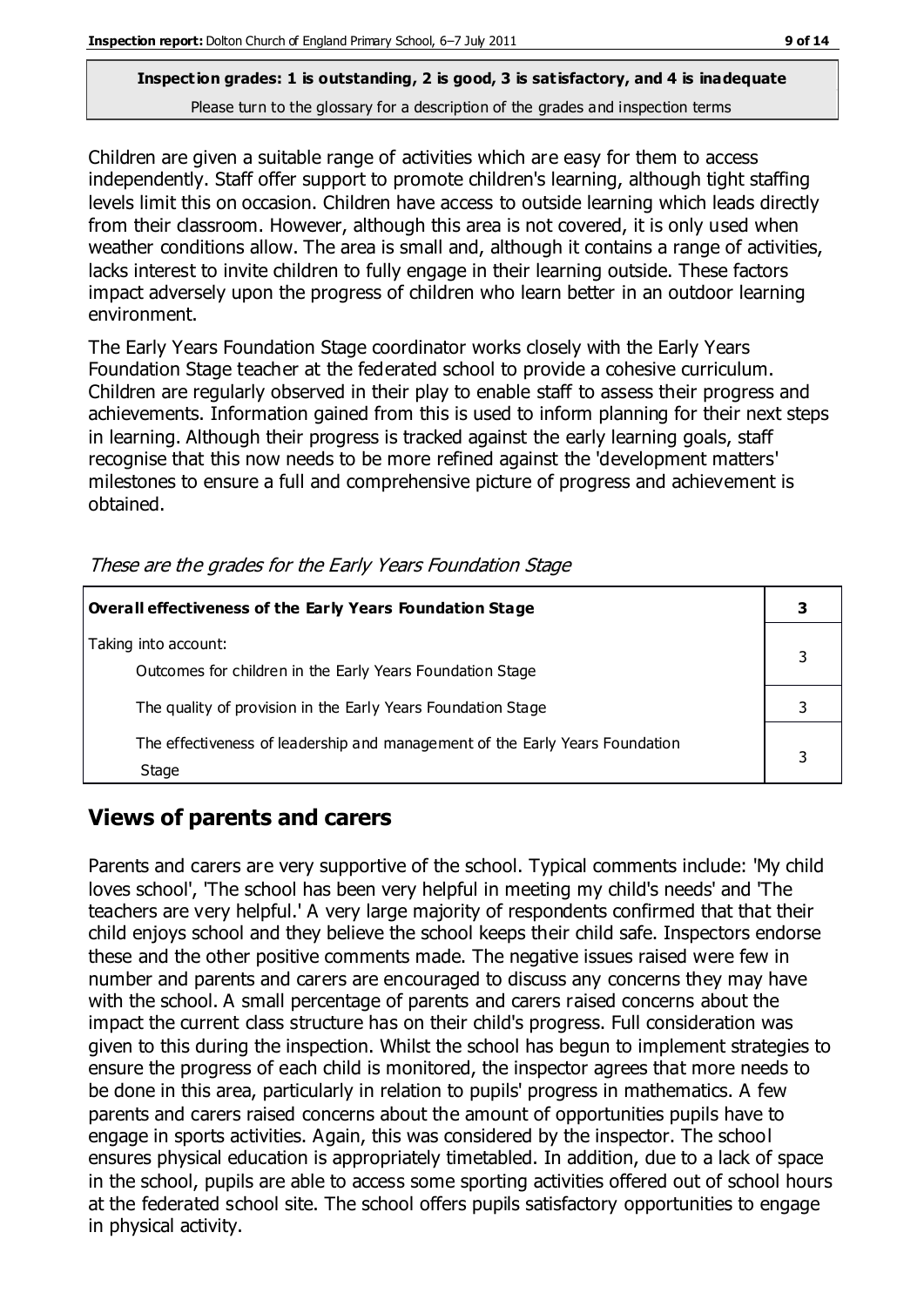**Inspection grades: 1 is outstanding, 2 is good, 3 is satisfactory, and 4 is inadequate**
Please turn to the glossary for a description of the grades and inspection terms

Children are given a suitable range of activities which are easy for them to access independently. Staff offer support to promote children's learning, although tight staffing levels limit this on occasion. Children have access to outside learning which leads directly from their classroom. However, although this area is not covered, it is only used when weather conditions allow. The area is small and, although it contains a range of activities, lacks interest to invite children to fully engage in their learning outside. These factors impact adversely upon the progress of children who learn better in an outdoor learning environment.

The Early Years Foundation Stage coordinator works closely with the Early Years Foundation Stage teacher at the federated school to provide a cohesive curriculum. Children are regularly observed in their play to enable staff to assess their progress and achievements. Information gained from this is used to inform planning for their next steps in learning. Although their progress is tracked against the early learning goals, staff recognise that this now needs to be more refined against the 'development matters' milestones to ensure a full and comprehensive picture of progress and achievement is obtained.

*These are the grades for the Early Years Foundation Stage*

| **Overall effectiveness of the Early Years Foundation Stage** | **3** |
|---|---|
| Taking into account:<br>Outcomes for children in the Early Years Foundation Stage | 3 |
| The quality of provision in the Early Years Foundation Stage | 3 |
| The effectiveness of leadership and management of the Early Years Foundation Stage | 3 |

## Views of parents and carers

Parents and carers are very supportive of the school. Typical comments include: 'My child loves school', 'The school has been very helpful in meeting my child's needs' and 'The teachers are very helpful.' A very large majority of respondents confirmed that that their child enjoys school and they believe the school keeps their child safe. Inspectors endorse these and the other positive comments made. The negative issues raised were few in number and parents and carers are encouraged to discuss any concerns they may have with the school. A small percentage of parents and carers raised concerns about the impact the current class structure has on their child's progress. Full consideration was given to this during the inspection. Whilst the school has begun to implement strategies to ensure the progress of each child is monitored, the inspector agrees that more needs to be done in this area, particularly in relation to pupils' progress in mathematics. A few parents and carers raised concerns about the amount of opportunities pupils have to engage in sports activities. Again, this was considered by the inspector. The school ensures physical education is appropriately timetabled. In addition, due to a lack of space in the school, pupils are able to access some sporting activities offered out of school hours at the federated school site. The school offers pupils satisfactory opportunities to engage in physical activity.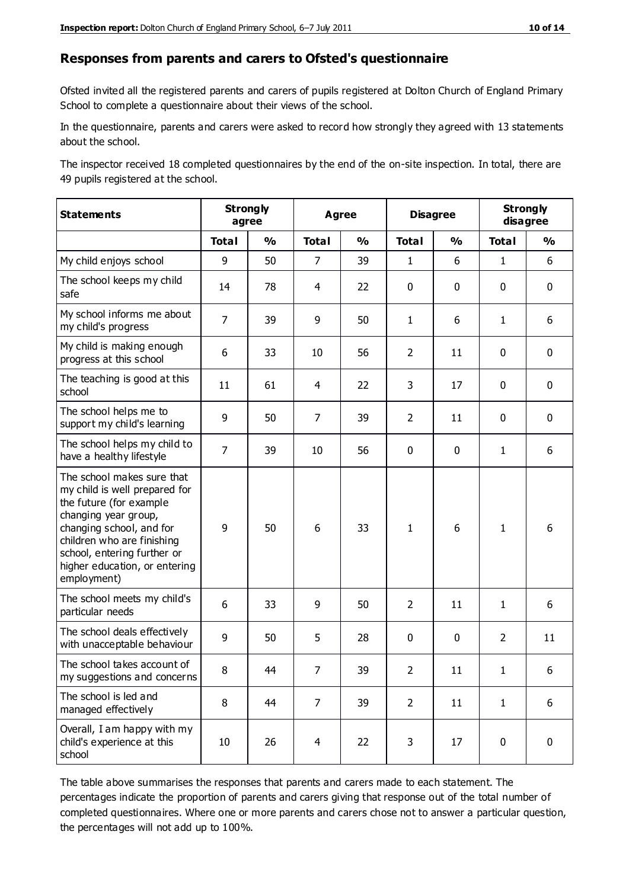## Responses from parents and carers to Ofsted's questionnaire

Ofsted invited all the registered parents and carers of pupils registered at Dolton Church of England Primary School to complete a questionnaire about their views of the school.

In the questionnaire, parents and carers were asked to record how strongly they agreed with 13 statements about the school.

The inspector received 18 completed questionnaires by the end of the on-site inspection. In total, there are 49 pupils registered at the school.

| Statements | Strongly agree | | Agree | | Disagree | | Strongly disagree | |
|---|---|---|---|---|---|---|---|---|
| | Total | % | Total | % | Total | % | Total | % |
| My child enjoys school | 9 | 50 | 7 | 39 | 1 | 6 | 1 | 6 |
| The school keeps my child safe | 14 | 78 | 4 | 22 | 0 | 0 | 0 | 0 |
| My school informs me about my child's progress | 7 | 39 | 9 | 50 | 1 | 6 | 1 | 6 |
| My child is making enough progress at this school | 6 | 33 | 10 | 56 | 2 | 11 | 0 | 0 |
| The teaching is good at this school | 11 | 61 | 4 | 22 | 3 | 17 | 0 | 0 |
| The school helps me to support my child's learning | 9 | 50 | 7 | 39 | 2 | 11 | 0 | 0 |
| The school helps my child to have a healthy lifestyle | 7 | 39 | 10 | 56 | 0 | 0 | 1 | 6 |
| The school makes sure that my child is well prepared for the future (for example changing year group, changing school, and for children who are finishing school, entering further or higher education, or entering employment) | 9 | 50 | 6 | 33 | 1 | 6 | 1 | 6 |
| The school meets my child's particular needs | 6 | 33 | 9 | 50 | 2 | 11 | 1 | 6 |
| The school deals effectively with unacceptable behaviour | 9 | 50 | 5 | 28 | 0 | 0 | 2 | 11 |
| The school takes account of my suggestions and concerns | 8 | 44 | 7 | 39 | 2 | 11 | 1 | 6 |
| The school is led and managed effectively | 8 | 44 | 7 | 39 | 2 | 11 | 1 | 6 |
| Overall, I am happy with my child's experience at this school | 10 | 26 | 4 | 22 | 3 | 17 | 0 | 0 |

The table above summarises the responses that parents and carers made to each statement. The percentages indicate the proportion of parents and carers giving that response out of the total number of completed questionnaires. Where one or more parents and carers chose not to answer a particular question, the percentages will not add up to 100%.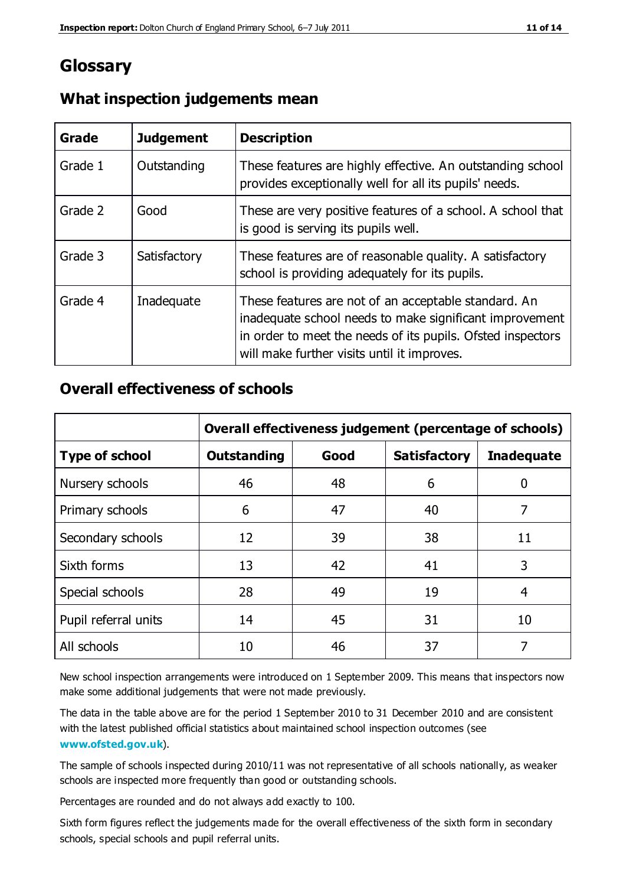# Glossary

## What inspection judgements mean

| Grade | Judgement | Description |
| --- | --- | --- |
| Grade 1 | Outstanding | These features are highly effective. An outstanding school provides exceptionally well for all its pupils' needs. |
| Grade 2 | Good | These are very positive features of a school. A school that is good is serving its pupils well. |
| Grade 3 | Satisfactory | These features are of reasonable quality. A satisfactory school is providing adequately for its pupils. |
| Grade 4 | Inadequate | These features are not of an acceptable standard. An inadequate school needs to make significant improvement in order to meet the needs of its pupils. Ofsted inspectors will make further visits until it improves. |

## Overall effectiveness of schools

| | Overall effectiveness judgement (percentage of schools) | | | |
| --- | --- | --- | --- | --- |
| **Type of school** | **Outstanding** | **Good** | **Satisfactory** | **Inadequate** |
| Nursery schools | 46 | 48 | 6 | 0 |
| Primary schools | 6 | 47 | 40 | 7 |
| Secondary schools | 12 | 39 | 38 | 11 |
| Sixth forms | 13 | 42 | 41 | 3 |
| Special schools | 28 | 49 | 19 | 4 |
| Pupil referral units | 14 | 45 | 31 | 10 |
| All schools | 10 | 46 | 37 | 7 |

New school inspection arrangements were introduced on 1 September 2009. This means that inspectors now make some additional judgements that were not made previously.

The data in the table above are for the period 1 September 2010 to 31 December 2010 and are consistent with the latest published official statistics about maintained school inspection outcomes (see **www.ofsted.gov.uk**).

The sample of schools inspected during 2010/11 was not representative of all schools nationally, as weaker schools are inspected more frequently than good or outstanding schools.

Percentages are rounded and do not always add exactly to 100.

Sixth form figures reflect the judgements made for the overall effectiveness of the sixth form in secondary schools, special schools and pupil referral units.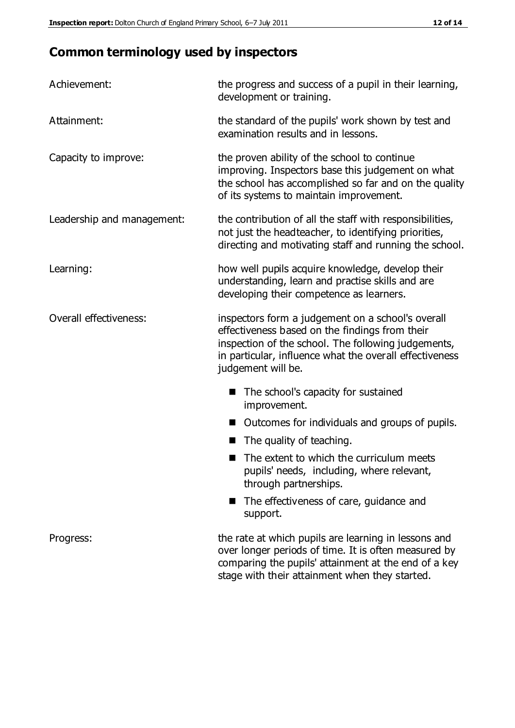## Common terminology used by inspectors

| | |
|---|---|
| Achievement: | the progress and success of a pupil in their learning, development or training. |
| Attainment: | the standard of the pupils' work shown by test and examination results and in lessons. |
| Capacity to improve: | the proven ability of the school to continue improving. Inspectors base this judgement on what the school has accomplished so far and on the quality of its systems to maintain improvement. |
| Leadership and management: | the contribution of all the staff with responsibilities, not just the headteacher, to identifying priorities, directing and motivating staff and running the school. |
| Learning: | how well pupils acquire knowledge, develop their understanding, learn and practise skills and are developing their competence as learners. |
| Overall effectiveness: | inspectors form a judgement on a school's overall effectiveness based on the findings from their inspection of the school. The following judgements, in particular, influence what the overall effectiveness judgement will be. <br>■ The school's capacity for sustained improvement.<br>■ Outcomes for individuals and groups of pupils.<br>■ The quality of teaching.<br>■ The extent to which the curriculum meets pupils' needs, including, where relevant, through partnerships.<br>■ The effectiveness of care, guidance and support. |
| Progress: | the rate at which pupils are learning in lessons and over longer periods of time. It is often measured by comparing the pupils' attainment at the end of a key stage with their attainment when they started. |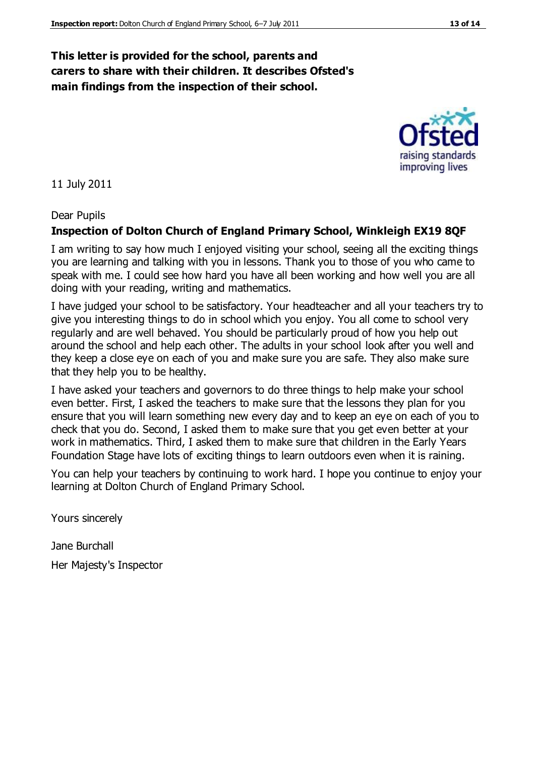**This letter is provided for the school, parents and carers to share with their children. It describes Ofsted's main findings from the inspection of their school.**

11 July 2011

Dear Pupils

**Inspection of Dolton Church of England Primary School, Winkleigh EX19 8QF**

I am writing to say how much I enjoyed visiting your school, seeing all the exciting things you are learning and talking with you in lessons. Thank you to those of you who came to speak with me. I could see how hard you have all been working and how well you are all doing with your reading, writing and mathematics.

I have judged your school to be satisfactory. Your headteacher and all your teachers try to give you interesting things to do in school which you enjoy. You all come to school very regularly and are well behaved. You should be particularly proud of how you help out around the school and help each other. The adults in your school look after you well and they keep a close eye on each of you and make sure you are safe. They also make sure that they help you to be healthy.

I have asked your teachers and governors to do three things to help make your school even better. First, I asked the teachers to make sure that the lessons they plan for you ensure that you will learn something new every day and to keep an eye on each of you to check that you do. Second, I asked them to make sure that you get even better at your work in mathematics. Third, I asked them to make sure that children in the Early Years Foundation Stage have lots of exciting things to learn outdoors even when it is raining.

You can help your teachers by continuing to work hard. I hope you continue to enjoy your learning at Dolton Church of England Primary School.

Yours sincerely

Jane Burchall

Her Majesty's Inspector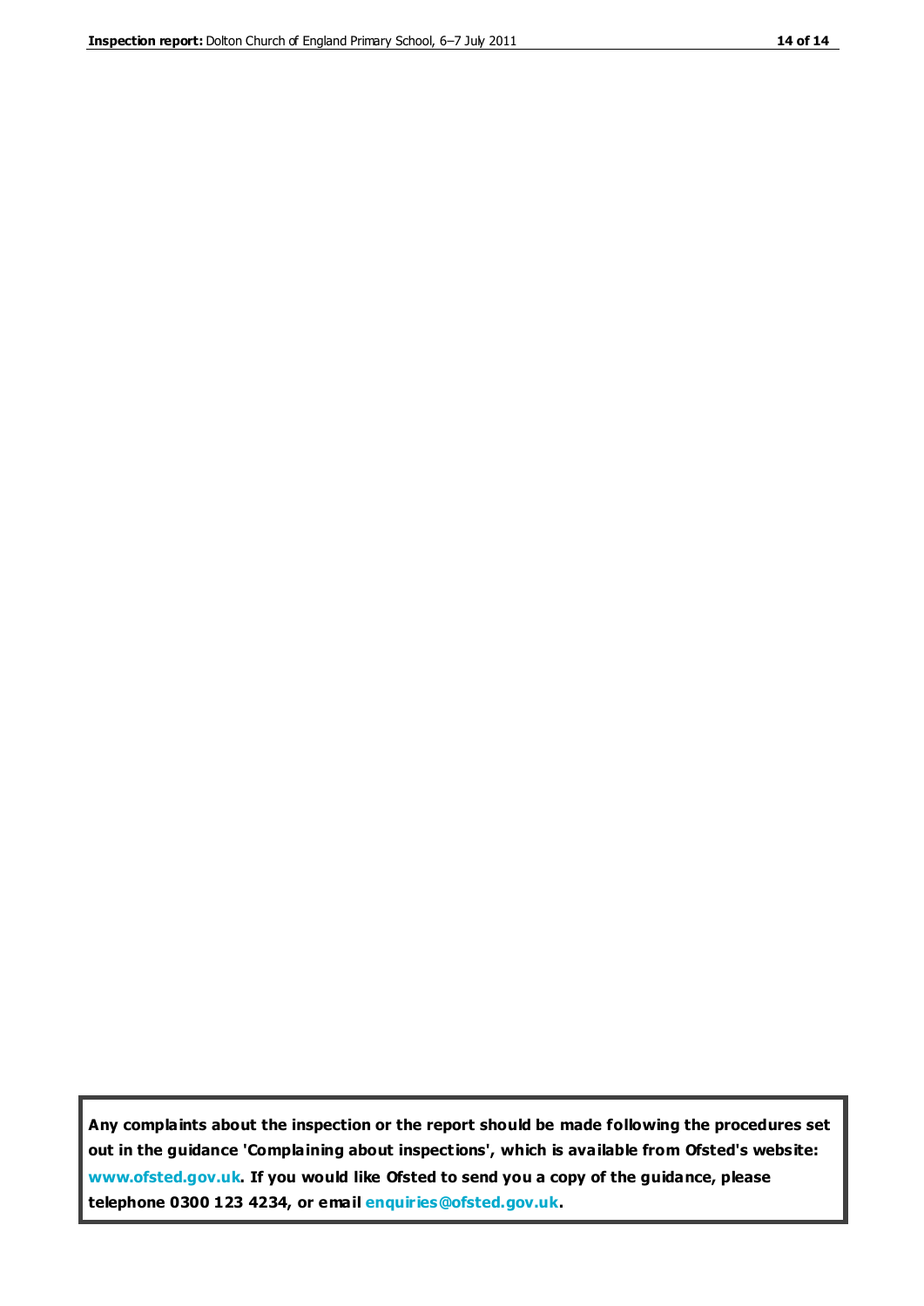**Any complaints about the inspection or the report should be made following the procedures set out in the guidance 'Complaining about inspections', which is available from Ofsted's website: www.ofsted.gov.uk. If you would like Ofsted to send you a copy of the guidance, please telephone 0300 123 4234, or email enquiries@ofsted.gov.uk.**